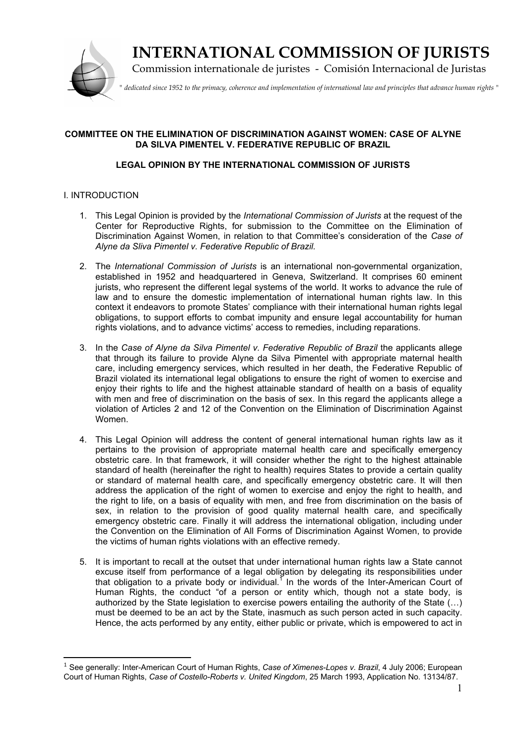# INTERNATIONAL COMMISSION OF JURISTS

Commission internationale de juristes - Comisión Internacional de Juristas

*" dedicated since 1952 to the primacy, coherence and implementation of international law and principles that advance human rights "*

**COMMITTEE ON THE ELIMINATION OF DISCRIMINATION AGAINST WOMEN: CASE OF ALYNE DA SILVA PIMENTEL V. FEDERATIVE REPUBLIC OF BRAZIL**

**LEGAL OPINION BY THE INTERNATIONAL COMMISSION OF JURISTS**

## I. INTRODUCTION

1. This Legal Opinion is provided by the *International Commission of Jurists* at the request of the Center for Reproductive Rights, for submission to the Committee on the Elimination of Discrimination Against Women, in relation to that Committee's consideration of the *Case of Alyne da Sliva Pimentel v. Federative Republic of Brazil.*

2. The *International Commission of Jurists* is an international non-governmental organization, established in 1952 and headquartered in Geneva, Switzerland. It comprises 60 eminent jurists, who represent the different legal systems of the world. It works to advance the rule of law and to ensure the domestic implementation of international human rights law. In this context it endeavors to promote States' compliance with their international human rights legal obligations, to support efforts to combat impunity and ensure legal accountability for human rights violations, and to advance victims' access to remedies, including reparations.

3. In the *Case of Alyne da Silva Pimentel v. Federative Republic of Brazil* the applicants allege that through its failure to provide Alyne da Silva Pimentel with appropriate maternal health care, including emergency services, which resulted in her death, the Federative Republic of Brazil violated its international legal obligations to ensure the right of women to exercise and enjoy their rights to life and the highest attainable standard of health on a basis of equality with men and free of discrimination on the basis of sex. In this regard the applicants allege a violation of Articles 2 and 12 of the Convention on the Elimination of Discrimination Against Women.

4. This Legal Opinion will address the content of general international human rights law as it pertains to the provision of appropriate maternal health care and specifically emergency obstetric care. In that framework, it will consider whether the right to the highest attainable standard of health (hereinafter the right to health) requires States to provide a certain quality or standard of maternal health care, and specifically emergency obstetric care. It will then address the application of the right of women to exercise and enjoy the right to health, and the right to life, on a basis of equality with men, and free from discrimination on the basis of sex, in relation to the provision of good quality maternal health care, and specifically emergency obstetric care. Finally it will address the international obligation, including under the Convention on the Elimination of All Forms of Discrimination Against Women, to provide the victims of human rights violations with an effective remedy.

5. It is important to recall at the outset that under international human rights law a State cannot excuse itself from performance of a legal obligation by delegating its responsibilities under that obligation to a private body or individual.[1] In the words of the Inter-American Court of Human Rights, the conduct "of a person or entity which, though not a state body, is authorized by the State legislation to exercise powers entailing the authority of the State (…) must be deemed to be an act by the State, inasmuch as such person acted in such capacity. Hence, the acts performed by any entity, either public or private, which is empowered to act in

---

[1] See generally: Inter-American Court of Human Rights, *Case of Ximenes-Lopes v. Brazil*, 4 July 2006; European Court of Human Rights, *Case of Costello-Roberts v. United Kingdom*, 25 March 1993, Application No. 13134/87.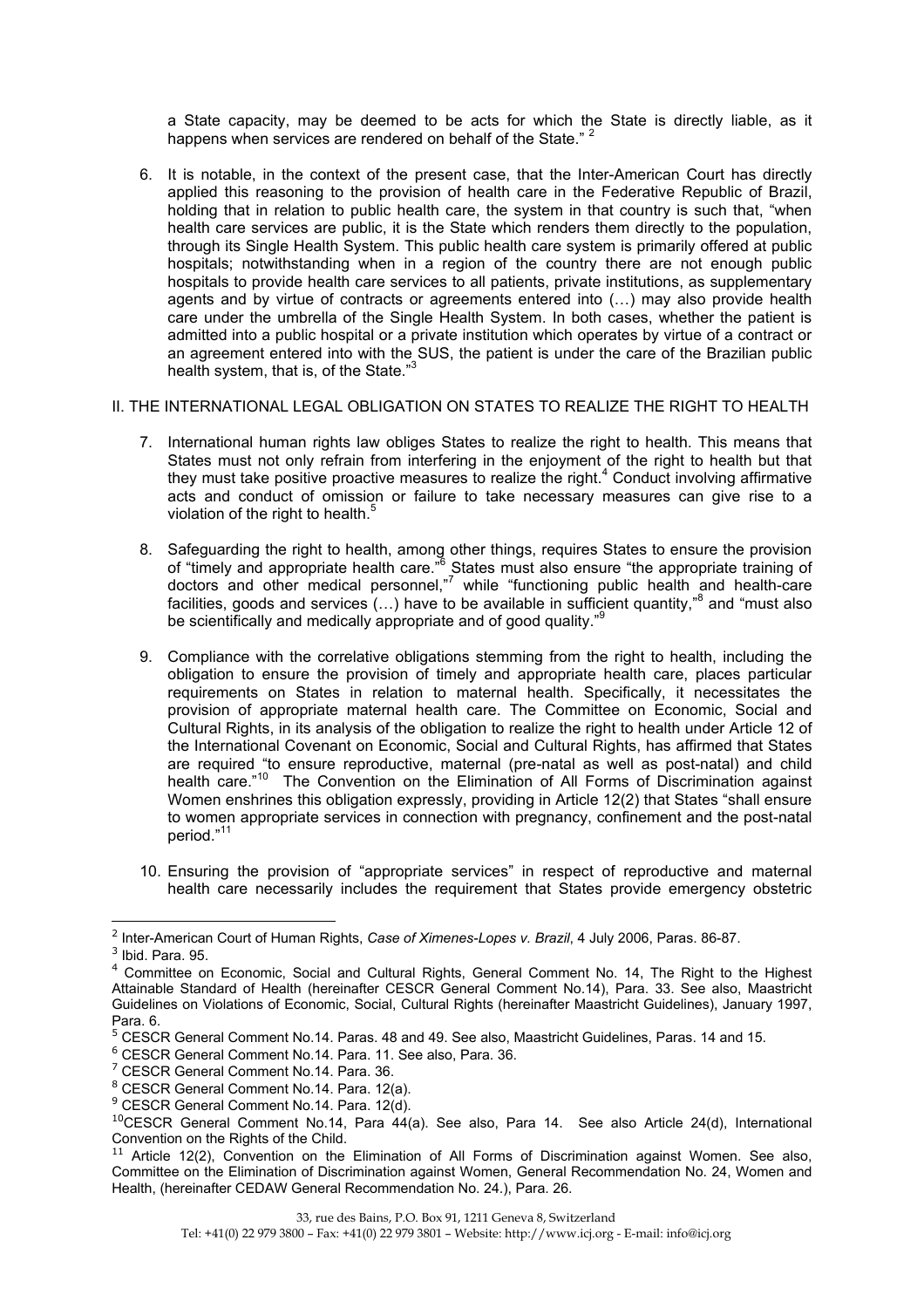a State capacity, may be deemed to be acts for which the State is directly liable, as it happens when services are rendered on behalf of the State." [2]

6. It is notable, in the context of the present case, that the Inter-American Court has directly applied this reasoning to the provision of health care in the Federative Republic of Brazil, holding that in relation to public health care, the system in that country is such that, "when health care services are public, it is the State which renders them directly to the population, through its Single Health System. This public health care system is primarily offered at public hospitals; notwithstanding when in a region of the country there are not enough public hospitals to provide health care services to all patients, private institutions, as supplementary agents and by virtue of contracts or agreements entered into (…) may also provide health care under the umbrella of the Single Health System. In both cases, whether the patient is admitted into a public hospital or a private institution which operates by virtue of a contract or an agreement entered into with the SUS, the patient is under the care of the Brazilian public health system, that is, of the State."[3]

## II. THE INTERNATIONAL LEGAL OBLIGATION ON STATES TO REALIZE THE RIGHT TO HEALTH

7. International human rights law obliges States to realize the right to health. This means that States must not only refrain from interfering in the enjoyment of the right to health but that they must take positive proactive measures to realize the right.[4] Conduct involving affirmative acts and conduct of omission or failure to take necessary measures can give rise to a violation of the right to health.[5]

8. Safeguarding the right to health, among other things, requires States to ensure the provision of "timely and appropriate health care."[6] States must also ensure "the appropriate training of doctors and other medical personnel,"[7] while "functioning public health and health-care facilities, goods and services (…) have to be available in sufficient quantity,"[8] and "must also be scientifically and medically appropriate and of good quality."[9]

9. Compliance with the correlative obligations stemming from the right to health, including the obligation to ensure the provision of timely and appropriate health care, places particular requirements on States in relation to maternal health. Specifically, it necessitates the provision of appropriate maternal health care. The Committee on Economic, Social and Cultural Rights, in its analysis of the obligation to realize the right to health under Article 12 of the International Covenant on Economic, Social and Cultural Rights, has affirmed that States are required "to ensure reproductive, maternal (pre-natal as well as post-natal) and child health care."[10] The Convention on the Elimination of All Forms of Discrimination against Women enshrines this obligation expressly, providing in Article 12(2) that States "shall ensure to women appropriate services in connection with pregnancy, confinement and the post-natal period."[11]

10. Ensuring the provision of "appropriate services" in respect of reproductive and maternal health care necessarily includes the requirement that States provide emergency obstetric

---

[2] Inter-American Court of Human Rights, *Case of Ximenes-Lopes v. Brazil*, 4 July 2006, Paras. 86-87.

[3] Ibid. Para. 95.

[4] Committee on Economic, Social and Cultural Rights, General Comment No. 14, The Right to the Highest Attainable Standard of Health (hereinafter CESCR General Comment No.14), Para. 33. See also, Maastricht Guidelines on Violations of Economic, Social, Cultural Rights (hereinafter Maastricht Guidelines), January 1997, Para. 6.

[5] CESCR General Comment No.14. Paras. 48 and 49. See also, Maastricht Guidelines, Paras. 14 and 15.

[6] CESCR General Comment No.14. Para. 11. See also, Para. 36.

[7] CESCR General Comment No.14. Para. 36.

[8] CESCR General Comment No.14. Para. 12(a).

[9] CESCR General Comment No.14. Para. 12(d).

[10] CESCR General Comment No.14, Para 44(a). See also, Para 14. See also Article 24(d), International Convention on the Rights of the Child.

[11] Article 12(2), Convention on the Elimination of All Forms of Discrimination against Women. See also, Committee on the Elimination of Discrimination against Women, General Recommendation No. 24, Women and Health, (hereinafter CEDAW General Recommendation No. 24.), Para. 26.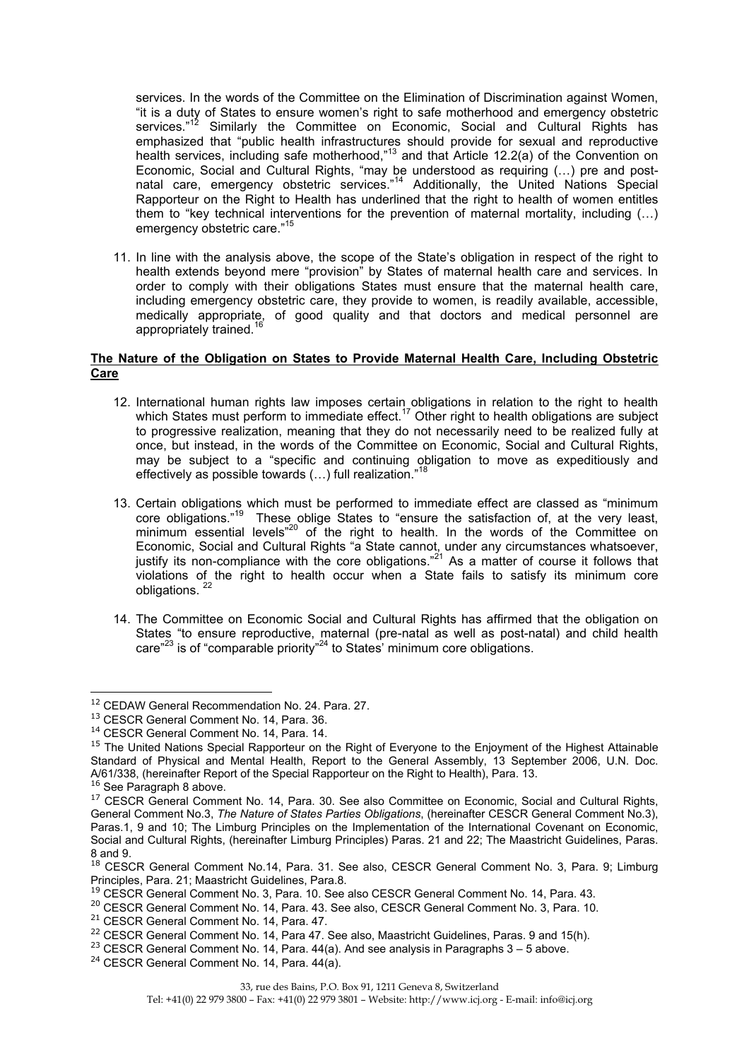services. In the words of the Committee on the Elimination of Discrimination against Women, "it is a duty of States to ensure women's right to safe motherhood and emergency obstetric services."[12] Similarly the Committee on Economic, Social and Cultural Rights has emphasized that "public health infrastructures should provide for sexual and reproductive health services, including safe motherhood,"[13] and that Article 12.2(a) of the Convention on Economic, Social and Cultural Rights, "may be understood as requiring (…) pre and post-natal care, emergency obstetric services."[14] Additionally, the United Nations Special Rapporteur on the Right to Health has underlined that the right to health of women entitles them to "key technical interventions for the prevention of maternal mortality, including (…) emergency obstetric care."[15]

11. In line with the analysis above, the scope of the State's obligation in respect of the right to health extends beyond mere "provision" by States of maternal health care and services. In order to comply with their obligations States must ensure that the maternal health care, including emergency obstetric care, they provide to women, is readily available, accessible, medically appropriate, of good quality and that doctors and medical personnel are appropriately trained.[16]

**The Nature of the Obligation on States to Provide Maternal Health Care, Including Obstetric Care**

12. International human rights law imposes certain obligations in relation to the right to health which States must perform to immediate effect.[17] Other right to health obligations are subject to progressive realization, meaning that they do not necessarily need to be realized fully at once, but instead, in the words of the Committee on Economic, Social and Cultural Rights, may be subject to a "specific and continuing obligation to move as expeditiously and effectively as possible towards (…) full realization."[18]

13. Certain obligations which must be performed to immediate effect are classed as "minimum core obligations."[19] These oblige States to "ensure the satisfaction of, at the very least, minimum essential levels"[20] of the right to health. In the words of the Committee on Economic, Social and Cultural Rights "a State cannot, under any circumstances whatsoever, justify its non-compliance with the core obligations."[21] As a matter of course it follows that violations of the right to health occur when a State fails to satisfy its minimum core obligations.[22]

14. The Committee on Economic Social and Cultural Rights has affirmed that the obligation on States "to ensure reproductive, maternal (pre-natal as well as post-natal) and child health care"[23] is of "comparable priority"[24] to States' minimum core obligations.

---

[12] CEDAW General Recommendation No. 24. Para. 27.

[13] CESCR General Comment No. 14, Para. 36.

[14] CESCR General Comment No. 14, Para. 14.

[15] The United Nations Special Rapporteur on the Right of Everyone to the Enjoyment of the Highest Attainable Standard of Physical and Mental Health, Report to the General Assembly, 13 September 2006, U.N. Doc. A/61/338, (hereinafter Report of the Special Rapporteur on the Right to Health), Para. 13.

[16] See Paragraph 8 above.

[17] CESCR General Comment No. 14, Para. 30. See also Committee on Economic, Social and Cultural Rights, General Comment No.3, *The Nature of States Parties Obligations*, (hereinafter CESCR General Comment No.3), Paras.1, 9 and 10; The Limburg Principles on the Implementation of the International Covenant on Economic, Social and Cultural Rights, (hereinafter Limburg Principles) Paras. 21 and 22; The Maastricht Guidelines, Paras. 8 and 9.

[18] CESCR General Comment No.14, Para. 31. See also, CESCR General Comment No. 3, Para. 9; Limburg Principles, Para. 21; Maastricht Guidelines, Para.8.

[19] CESCR General Comment No. 3, Para. 10. See also CESCR General Comment No. 14, Para. 43.

[20] CESCR General Comment No. 14, Para. 43. See also, CESCR General Comment No. 3, Para. 10.

[21] CESCR General Comment No. 14, Para. 47.

[22] CESCR General Comment No. 14, Para 47. See also, Maastricht Guidelines, Paras. 9 and 15(h).

[23] CESCR General Comment No. 14, Para. 44(a). And see analysis in Paragraphs 3 – 5 above.

[24] CESCR General Comment No. 14, Para. 44(a).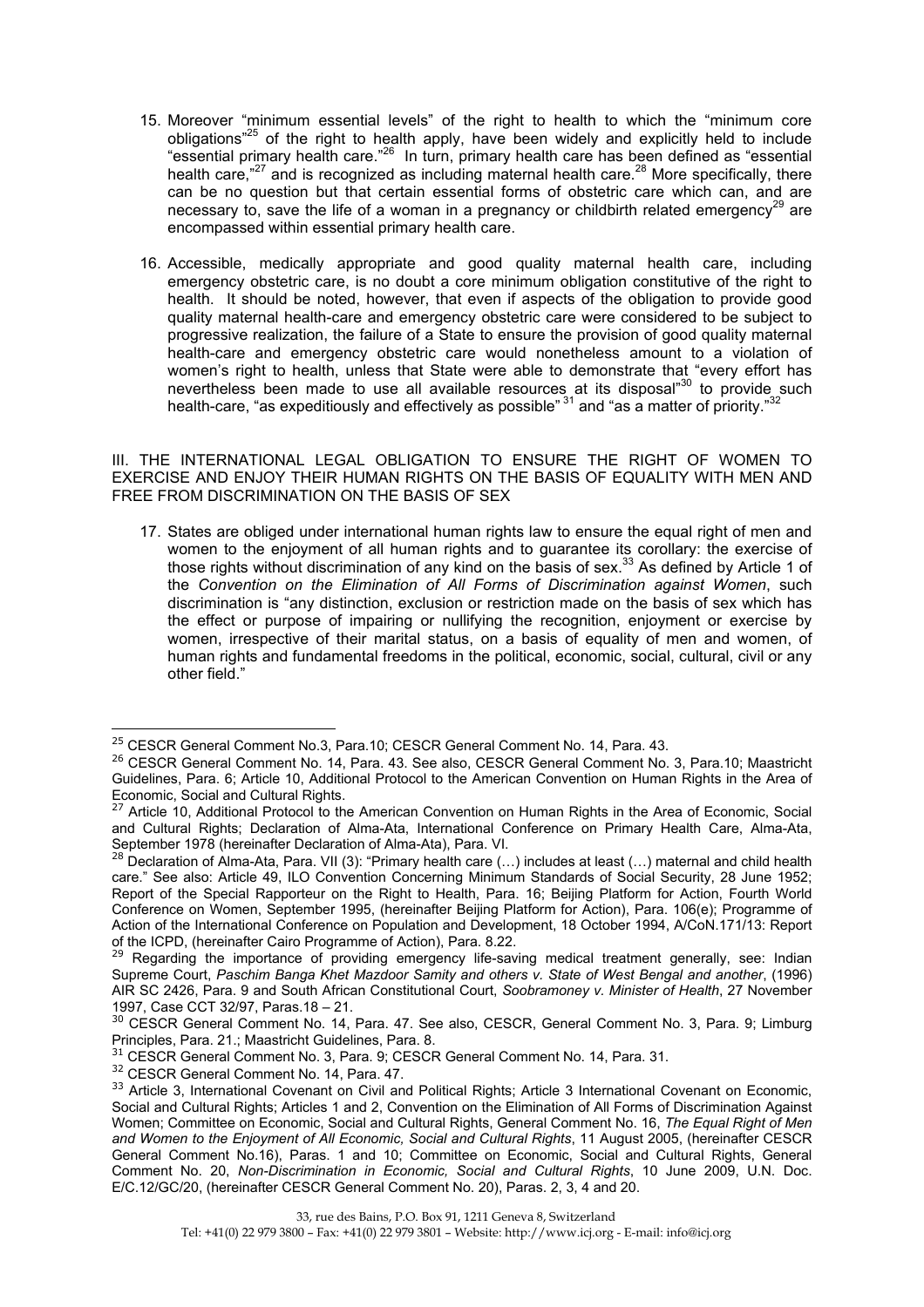15. Moreover "minimum essential levels" of the right to health to which the "minimum core obligations"[25] of the right to health apply, have been widely and explicitly held to include "essential primary health care."[26] In turn, primary health care has been defined as "essential health care,"[27] and is recognized as including maternal health care.[28] More specifically, there can be no question but that certain essential forms of obstetric care which can, and are necessary to, save the life of a woman in a pregnancy or childbirth related emergency[29] are encompassed within essential primary health care.

16. Accessible, medically appropriate and good quality maternal health care, including emergency obstetric care, is no doubt a core minimum obligation constitutive of the right to health. It should be noted, however, that even if aspects of the obligation to provide good quality maternal health-care and emergency obstetric care were considered to be subject to progressive realization, the failure of a State to ensure the provision of good quality maternal health-care and emergency obstetric care would nonetheless amount to a violation of women's right to health, unless that State were able to demonstrate that "every effort has nevertheless been made to use all available resources at its disposal"[30] to provide such health-care, "as expeditiously and effectively as possible"[31] and "as a matter of priority."[32]

## III. THE INTERNATIONAL LEGAL OBLIGATION TO ENSURE THE RIGHT OF WOMEN TO EXERCISE AND ENJOY THEIR HUMAN RIGHTS ON THE BASIS OF EQUALITY WITH MEN AND FREE FROM DISCRIMINATION ON THE BASIS OF SEX

17. States are obliged under international human rights law to ensure the equal right of men and women to the enjoyment of all human rights and to guarantee its corollary: the exercise of those rights without discrimination of any kind on the basis of sex.[33] As defined by Article 1 of the *Convention on the Elimination of All Forms of Discrimination against Women*, such discrimination is "any distinction, exclusion or restriction made on the basis of sex which has the effect or purpose of impairing or nullifying the recognition, enjoyment or exercise by women, irrespective of their marital status, on a basis of equality of men and women, of human rights and fundamental freedoms in the political, economic, social, cultural, civil or any other field."

---

[25] CESCR General Comment No.3, Para.10; CESCR General Comment No. 14, Para. 43.

[26] CESCR General Comment No. 14, Para. 43. See also, CESCR General Comment No. 3, Para.10; Maastricht Guidelines, Para. 6; Article 10, Additional Protocol to the American Convention on Human Rights in the Area of Economic, Social and Cultural Rights.

[27] Article 10, Additional Protocol to the American Convention on Human Rights in the Area of Economic, Social and Cultural Rights; Declaration of Alma-Ata, International Conference on Primary Health Care, Alma-Ata, September 1978 (hereinafter Declaration of Alma-Ata), Para. VI.

[28] Declaration of Alma-Ata, Para. VII (3): "Primary health care (…) includes at least (…) maternal and child health care." See also: Article 49, ILO Convention Concerning Minimum Standards of Social Security, 28 June 1952; Report of the Special Rapporteur on the Right to Health, Para. 16; Beijing Platform for Action, Fourth World Conference on Women, September 1995, (hereinafter Beijing Platform for Action), Para. 106(e); Programme of Action of the International Conference on Population and Development, 18 October 1994, A/CoN.171/13: Report of the ICPD, (hereinafter Cairo Programme of Action), Para. 8.22.

[29] Regarding the importance of providing emergency life-saving medical treatment generally, see: Indian Supreme Court, *Paschim Banga Khet Mazdoor Samity and others v. State of West Bengal and another*, (1996) AIR SC 2426, Para. 9 and South African Constitutional Court, *Soobramoney v. Minister of Health*, 27 November 1997, Case CCT 32/97, Paras.18 – 21.

[30] CESCR General Comment No. 14, Para. 47. See also, CESCR, General Comment No. 3, Para. 9; Limburg Principles, Para. 21.; Maastricht Guidelines, Para. 8.

[31] CESCR General Comment No. 3, Para. 9; CESCR General Comment No. 14, Para. 31.

[32] CESCR General Comment No. 14, Para. 47.

[33] Article 3, International Covenant on Civil and Political Rights; Article 3 International Covenant on Economic, Social and Cultural Rights; Articles 1 and 2, Convention on the Elimination of All Forms of Discrimination Against Women; Committee on Economic, Social and Cultural Rights, General Comment No. 16, *The Equal Right of Men and Women to the Enjoyment of All Economic, Social and Cultural Rights*, 11 August 2005, (hereinafter CESCR General Comment No.16), Paras. 1 and 10; Committee on Economic, Social and Cultural Rights, General Comment No. 20, *Non-Discrimination in Economic, Social and Cultural Rights*, 10 June 2009, U.N. Doc. E/C.12/GC/20, (hereinafter CESCR General Comment No. 20), Paras. 2, 3, 4 and 20.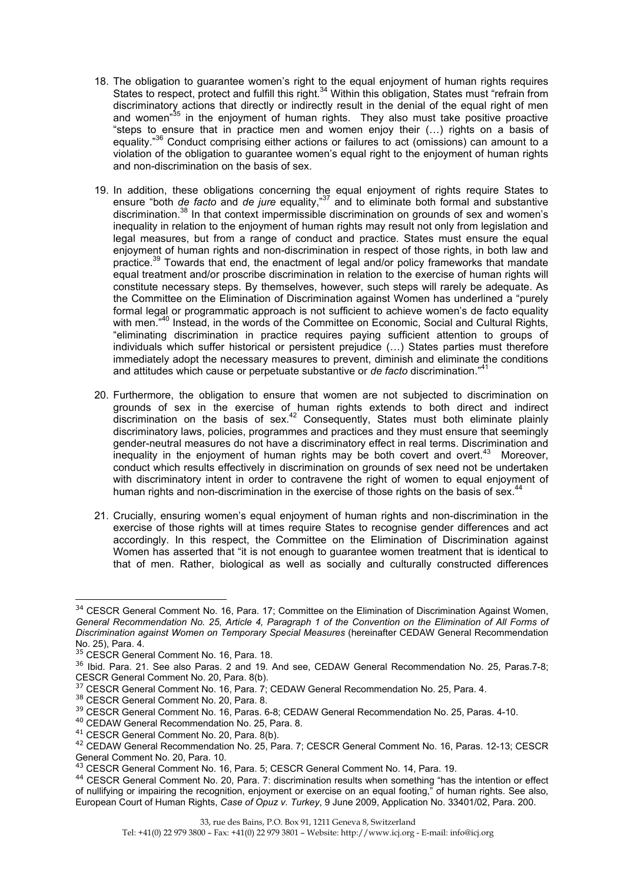18. The obligation to guarantee women's right to the equal enjoyment of human rights requires States to respect, protect and fulfill this right.[34] Within this obligation, States must "refrain from discriminatory actions that directly or indirectly result in the denial of the equal right of men and women"[35] in the enjoyment of human rights. They also must take positive proactive "steps to ensure that in practice men and women enjoy their (…) rights on a basis of equality."[36] Conduct comprising either actions or failures to act (omissions) can amount to a violation of the obligation to guarantee women's equal right to the enjoyment of human rights and non-discrimination on the basis of sex.

19. In addition, these obligations concerning the equal enjoyment of rights require States to ensure "both *de facto* and *de jure* equality,"[37] and to eliminate both formal and substantive discrimination.[38] In that context impermissible discrimination on grounds of sex and women's inequality in relation to the enjoyment of human rights may result not only from legislation and legal measures, but from a range of conduct and practice. States must ensure the equal enjoyment of human rights and non-discrimination in respect of those rights, in both law and practice.[39] Towards that end, the enactment of legal and/or policy frameworks that mandate equal treatment and/or proscribe discrimination in relation to the exercise of human rights will constitute necessary steps. By themselves, however, such steps will rarely be adequate. As the Committee on the Elimination of Discrimination against Women has underlined a "purely formal legal or programmatic approach is not sufficient to achieve women's de facto equality with men."[40] Instead, in the words of the Committee on Economic, Social and Cultural Rights, "eliminating discrimination in practice requires paying sufficient attention to groups of individuals which suffer historical or persistent prejudice (…) States parties must therefore immediately adopt the necessary measures to prevent, diminish and eliminate the conditions and attitudes which cause or perpetuate substantive or *de facto* discrimination."[41]

20. Furthermore, the obligation to ensure that women are not subjected to discrimination on grounds of sex in the exercise of human rights extends to both direct and indirect discrimination on the basis of sex.[42] Consequently, States must both eliminate plainly discriminatory laws, policies, programmes and practices and they must ensure that seemingly gender-neutral measures do not have a discriminatory effect in real terms. Discrimination and inequality in the enjoyment of human rights may be both covert and overt.[43] Moreover, conduct which results effectively in discrimination on grounds of sex need not be undertaken with discriminatory intent in order to contravene the right of women to equal enjoyment of human rights and non-discrimination in the exercise of those rights on the basis of sex.[44]

21. Crucially, ensuring women's equal enjoyment of human rights and non-discrimination in the exercise of those rights will at times require States to recognise gender differences and act accordingly. In this respect, the Committee on the Elimination of Discrimination against Women has asserted that "it is not enough to guarantee women treatment that is identical to that of men. Rather, biological as well as socially and culturally constructed differences

---

[34] CESCR General Comment No. 16, Para. 17; Committee on the Elimination of Discrimination Against Women, *General Recommendation No. 25, Article 4, Paragraph 1 of the Convention on the Elimination of All Forms of Discrimination against Women on Temporary Special Measures* (hereinafter CEDAW General Recommendation No. 25), Para. 4.

[35] CESCR General Comment No. 16, Para. 18.

[36] Ibid. Para. 21. See also Paras. 2 and 19. And see, CEDAW General Recommendation No. 25, Paras.7-8; CESCR General Comment No. 20, Para. 8(b).

[37] CESCR General Comment No. 16, Para. 7; CEDAW General Recommendation No. 25, Para. 4.

[38] CESCR General Comment No. 20, Para. 8.

[39] CESCR General Comment No. 16, Paras. 6-8; CEDAW General Recommendation No. 25, Paras. 4-10.

[40] CEDAW General Recommendation No. 25, Para. 8.

[41] CESCR General Comment No. 20, Para. 8(b).

[42] CEDAW General Recommendation No. 25, Para. 7; CESCR General Comment No. 16, Paras. 12-13; CESCR General Comment No. 20, Para. 10.

[43] CESCR General Comment No. 16, Para. 5; CESCR General Comment No. 14, Para. 19.

[44] CESCR General Comment No. 20, Para. 7: discrimination results when something "has the intention or effect of nullifying or impairing the recognition, enjoyment or exercise on an equal footing," of human rights. See also, European Court of Human Rights, *Case of Opuz v. Turkey*, 9 June 2009, Application No. 33401/02, Para. 200.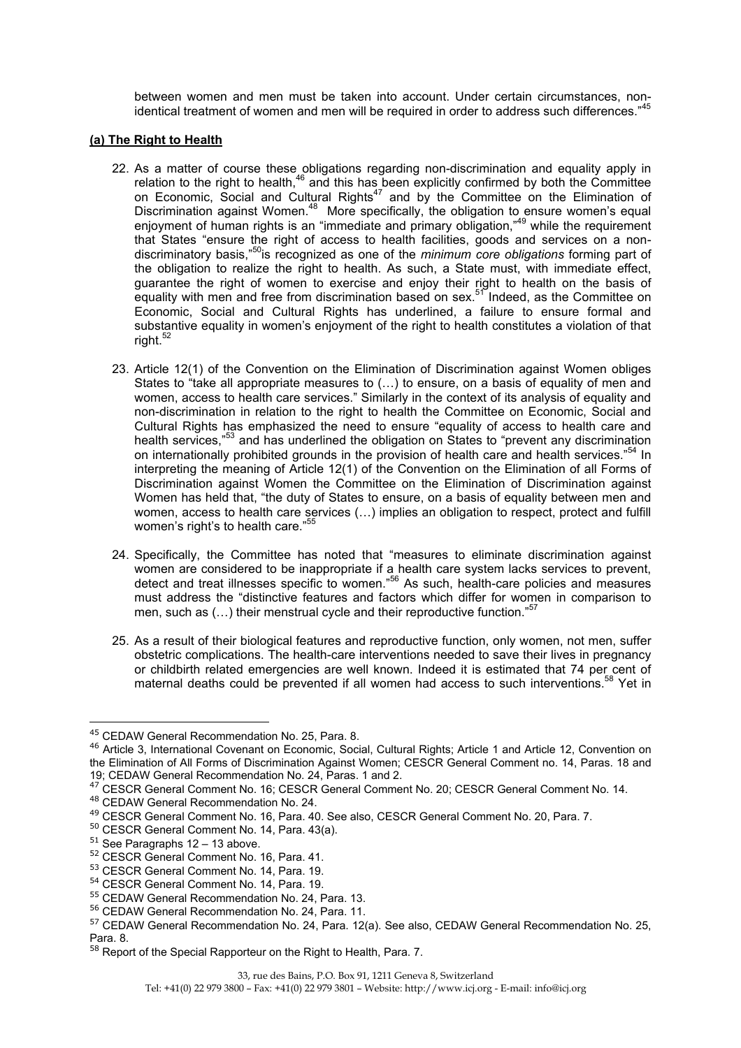between women and men must be taken into account. Under certain circumstances, non-identical treatment of women and men will be required in order to address such differences."[45]

**(a) The Right to Health**

22. As a matter of course these obligations regarding non-discrimination and equality apply in relation to the right to health,[46] and this has been explicitly confirmed by both the Committee on Economic, Social and Cultural Rights[47] and by the Committee on the Elimination of Discrimination against Women.[48] More specifically, the obligation to ensure women's equal enjoyment of human rights is an "immediate and primary obligation,"[49] while the requirement that States "ensure the right of access to health facilities, goods and services on a non-discriminatory basis,"[50]is recognized as one of the *minimum core obligations* forming part of the obligation to realize the right to health. As such, a State must, with immediate effect, guarantee the right of women to exercise and enjoy their right to health on the basis of equality with men and free from discrimination based on sex.[51] Indeed, as the Committee on Economic, Social and Cultural Rights has underlined, a failure to ensure formal and substantive equality in women's enjoyment of the right to health constitutes a violation of that right.[52]

23. Article 12(1) of the Convention on the Elimination of Discrimination against Women obliges States to "take all appropriate measures to (…) to ensure, on a basis of equality of men and women, access to health care services." Similarly in the context of its analysis of equality and non-discrimination in relation to the right to health the Committee on Economic, Social and Cultural Rights has emphasized the need to ensure "equality of access to health care and health services,"[53] and has underlined the obligation on States to "prevent any discrimination on internationally prohibited grounds in the provision of health care and health services."[54] In interpreting the meaning of Article 12(1) of the Convention on the Elimination of all Forms of Discrimination against Women the Committee on the Elimination of Discrimination against Women has held that, "the duty of States to ensure, on a basis of equality between men and women, access to health care services (…) implies an obligation to respect, protect and fulfill women's right's to health care."[55]

24. Specifically, the Committee has noted that "measures to eliminate discrimination against women are considered to be inappropriate if a health care system lacks services to prevent, detect and treat illnesses specific to women."[56] As such, health-care policies and measures must address the "distinctive features and factors which differ for women in comparison to men, such as (…) their menstrual cycle and their reproductive function."[57]

25. As a result of their biological features and reproductive function, only women, not men, suffer obstetric complications. The health-care interventions needed to save their lives in pregnancy or childbirth related emergencies are well known. Indeed it is estimated that 74 per cent of maternal deaths could be prevented if all women had access to such interventions.[58] Yet in

---

[45] CEDAW General Recommendation No. 25, Para. 8.

[46] Article 3, International Covenant on Economic, Social, Cultural Rights; Article 1 and Article 12, Convention on the Elimination of All Forms of Discrimination Against Women; CESCR General Comment no. 14, Paras. 18 and 19; CEDAW General Recommendation No. 24, Paras. 1 and 2.

[47] CESCR General Comment No. 16; CESCR General Comment No. 20; CESCR General Comment No. 14.

[48] CEDAW General Recommendation No. 24.

[49] CESCR General Comment No. 16, Para. 40. See also, CESCR General Comment No. 20, Para. 7.

[50] CESCR General Comment No. 14, Para. 43(a).

[51] See Paragraphs 12 – 13 above.

[52] CESCR General Comment No. 16, Para. 41.

[53] CESCR General Comment No. 14, Para. 19.

[54] CESCR General Comment No. 14, Para. 19.

[55] CEDAW General Recommendation No. 24, Para. 13.

[56] CEDAW General Recommendation No. 24, Para. 11.

[57] CEDAW General Recommendation No. 24, Para. 12(a). See also, CEDAW General Recommendation No. 25, Para. 8.

[58] Report of the Special Rapporteur on the Right to Health, Para. 7.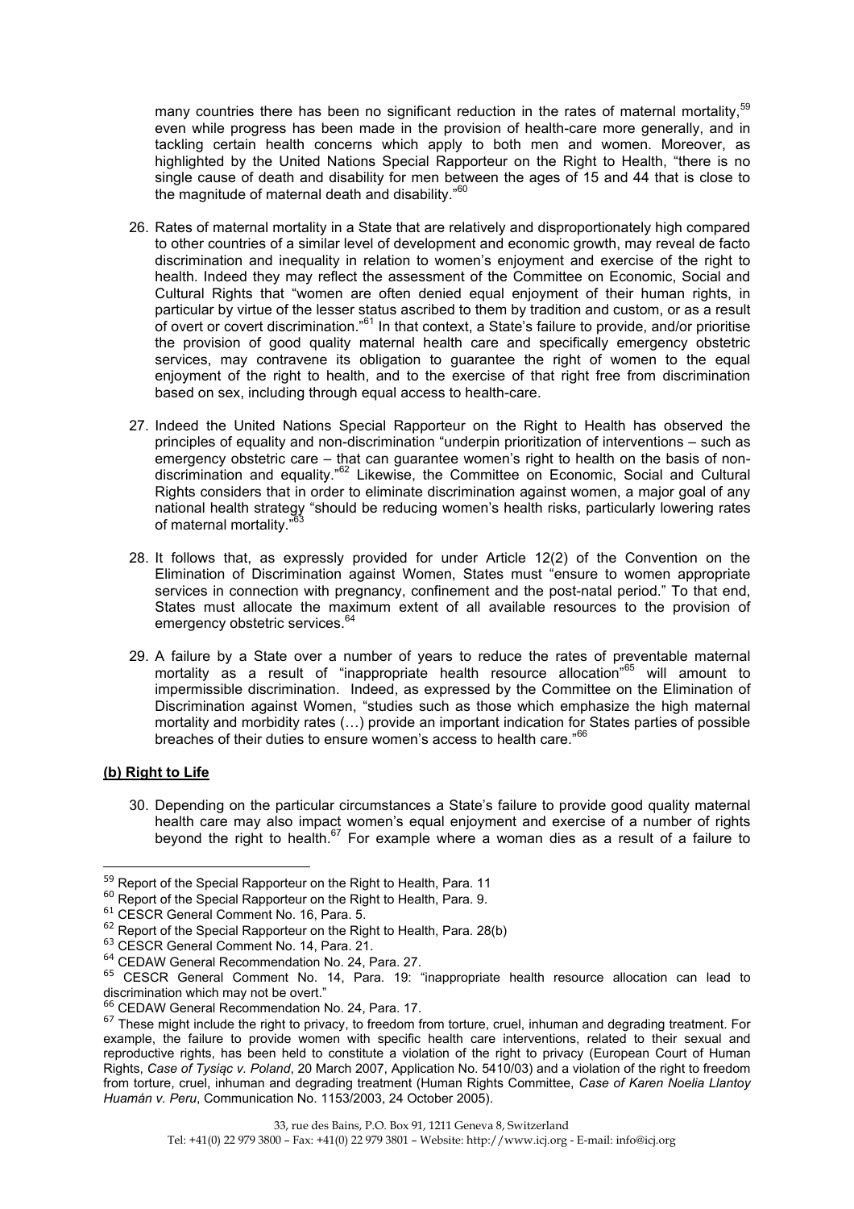many countries there has been no significant reduction in the rates of maternal mortality,[59] even while progress has been made in the provision of health-care more generally, and in tackling certain health concerns which apply to both men and women. Moreover, as highlighted by the United Nations Special Rapporteur on the Right to Health, "there is no single cause of death and disability for men between the ages of 15 and 44 that is close to the magnitude of maternal death and disability."[60]

26. Rates of maternal mortality in a State that are relatively and disproportionately high compared to other countries of a similar level of development and economic growth, may reveal de facto discrimination and inequality in relation to women's enjoyment and exercise of the right to health. Indeed they may reflect the assessment of the Committee on Economic, Social and Cultural Rights that "women are often denied equal enjoyment of their human rights, in particular by virtue of the lesser status ascribed to them by tradition and custom, or as a result of overt or covert discrimination."[61] In that context, a State's failure to provide, and/or prioritise the provision of good quality maternal health care and specifically emergency obstetric services, may contravene its obligation to guarantee the right of women to the equal enjoyment of the right to health, and to the exercise of that right free from discrimination based on sex, including through equal access to health-care.

27. Indeed the United Nations Special Rapporteur on the Right to Health has observed the principles of equality and non-discrimination "underpin prioritization of interventions – such as emergency obstetric care – that can guarantee women's right to health on the basis of non-discrimination and equality."[62] Likewise, the Committee on Economic, Social and Cultural Rights considers that in order to eliminate discrimination against women, a major goal of any national health strategy "should be reducing women's health risks, particularly lowering rates of maternal mortality."[63]

28. It follows that, as expressly provided for under Article 12(2) of the Convention on the Elimination of Discrimination against Women, States must "ensure to women appropriate services in connection with pregnancy, confinement and the post-natal period." To that end, States must allocate the maximum extent of all available resources to the provision of emergency obstetric services.[64]

29. A failure by a State over a number of years to reduce the rates of preventable maternal mortality as a result of "inappropriate health resource allocation"[65] will amount to impermissible discrimination. Indeed, as expressed by the Committee on the Elimination of Discrimination against Women, "studies such as those which emphasize the high maternal mortality and morbidity rates (…) provide an important indication for States parties of possible breaches of their duties to ensure women's access to health care."[66]

**(b) Right to Life**

30. Depending on the particular circumstances a State's failure to provide good quality maternal health care may also impact women's equal enjoyment and exercise of a number of rights beyond the right to health.[67] For example where a woman dies as a result of a failure to

---

[59] Report of the Special Rapporteur on the Right to Health, Para. 11

[60] Report of the Special Rapporteur on the Right to Health, Para. 9.

[61] CESCR General Comment No. 16, Para. 5.

[62] Report of the Special Rapporteur on the Right to Health, Para. 28(b)

[63] CESCR General Comment No. 14, Para. 21.

[64] CEDAW General Recommendation No. 24, Para. 27.

[65] CESCR General Comment No. 14, Para. 19: "inappropriate health resource allocation can lead to discrimination which may not be overt."

[66] CEDAW General Recommendation No. 24, Para. 17.

[67] These might include the right to privacy, to freedom from torture, cruel, inhuman and degrading treatment. For example, the failure to provide women with specific health care interventions, related to their sexual and reproductive rights, has been held to constitute a violation of the right to privacy (European Court of Human Rights, *Case of Tysiąc v. Poland*, 20 March 2007, Application No. 5410/03) and a violation of the right to freedom from torture, cruel, inhuman and degrading treatment (Human Rights Committee, *Case of Karen Noelia Llantoy Huamán v. Peru*, Communication No. 1153/2003, 24 October 2005).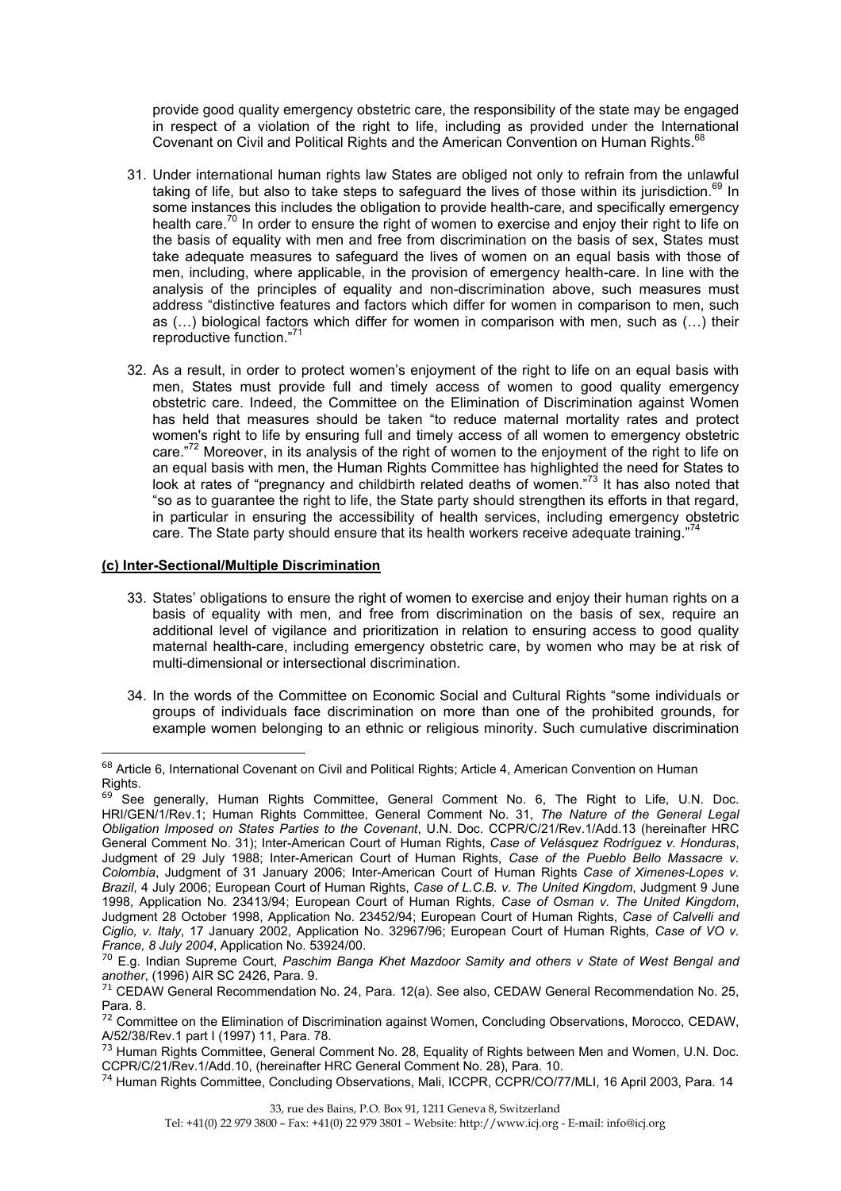provide good quality emergency obstetric care, the responsibility of the state may be engaged in respect of a violation of the right to life, including as provided under the International Covenant on Civil and Political Rights and the American Convention on Human Rights.[68]

31. Under international human rights law States are obliged not only to refrain from the unlawful taking of life, but also to take steps to safeguard the lives of those within its jurisdiction.[69] In some instances this includes the obligation to provide health-care, and specifically emergency health care.[70] In order to ensure the right of women to exercise and enjoy their right to life on the basis of equality with men and free from discrimination on the basis of sex, States must take adequate measures to safeguard the lives of women on an equal basis with those of men, including, where applicable, in the provision of emergency health-care. In line with the analysis of the principles of equality and non-discrimination above, such measures must address "distinctive features and factors which differ for women in comparison to men, such as (…) biological factors which differ for women in comparison with men, such as (…) their reproductive function."[71]

32. As a result, in order to protect women's enjoyment of the right to life on an equal basis with men, States must provide full and timely access of women to good quality emergency obstetric care. Indeed, the Committee on the Elimination of Discrimination against Women has held that measures should be taken "to reduce maternal mortality rates and protect women's right to life by ensuring full and timely access of all women to emergency obstetric care."[72] Moreover, in its analysis of the right of women to the enjoyment of the right to life on an equal basis with men, the Human Rights Committee has highlighted the need for States to look at rates of "pregnancy and childbirth related deaths of women."[73] It has also noted that "so as to guarantee the right to life, the State party should strengthen its efforts in that regard, in particular in ensuring the accessibility of health services, including emergency obstetric care. The State party should ensure that its health workers receive adequate training."[74]

**(c) Inter-Sectional/Multiple Discrimination**

33. States' obligations to ensure the right of women to exercise and enjoy their human rights on a basis of equality with men, and free from discrimination on the basis of sex, require an additional level of vigilance and prioritization in relation to ensuring access to good quality maternal health-care, including emergency obstetric care, by women who may be at risk of multi-dimensional or intersectional discrimination.

34. In the words of the Committee on Economic Social and Cultural Rights "some individuals or groups of individuals face discrimination on more than one of the prohibited grounds, for example women belonging to an ethnic or religious minority. Such cumulative discrimination

---

[68] Article 6, International Covenant on Civil and Political Rights; Article 4, American Convention on Human Rights.

[69] See generally, Human Rights Committee, General Comment No. 6, The Right to Life, U.N. Doc. HRI/GEN/1/Rev.1; Human Rights Committee, General Comment No. 31, *The Nature of the General Legal Obligation Imposed on States Parties to the Covenant*, U.N. Doc. CCPR/C/21/Rev.1/Add.13 (hereinafter HRC General Comment No. 31); Inter-American Court of Human Rights, *Case of Velásquez Rodríguez v. Honduras*, Judgment of 29 July 1988; Inter-American Court of Human Rights, *Case of the Pueblo Bello Massacre v. Colombia*, Judgment of 31 January 2006; Inter-American Court of Human Rights *Case of Ximenes-Lopes v. Brazil*, 4 July 2006; European Court of Human Rights, *Case of L.C.B. v. The United Kingdom*, Judgment 9 June 1998, Application No. 23413/94; European Court of Human Rights*, Case of Osman v. The United Kingdom*, Judgment 28 October 1998, Application No. 23452/94; European Court of Human Rights, *Case of Calvelli and Ciglio, v. Italy*, 17 January 2002, Application No. 32967/96; European Court of Human Rights*, Case of VO v. France, 8 July 2004*, Application No. 53924/00.

[70] E.g. Indian Supreme Court, *Paschim Banga Khet Mazdoor Samity and others v State of West Bengal and another*, (1996) AIR SC 2426, Para. 9.

[71] CEDAW General Recommendation No. 24, Para. 12(a). See also, CEDAW General Recommendation No. 25, Para. 8.

[72] Committee on the Elimination of Discrimination against Women, Concluding Observations, Morocco, CEDAW, A/52/38/Rev.1 part I (1997) 11, Para. 78.

[73] Human Rights Committee, General Comment No. 28, Equality of Rights between Men and Women, U.N. Doc. CCPR/C/21/Rev.1/Add.10, (hereinafter HRC General Comment No. 28), Para. 10.

[74] Human Rights Committee, Concluding Observations, Mali, ICCPR, CCPR/CO/77/MLI, 16 April 2003, Para. 14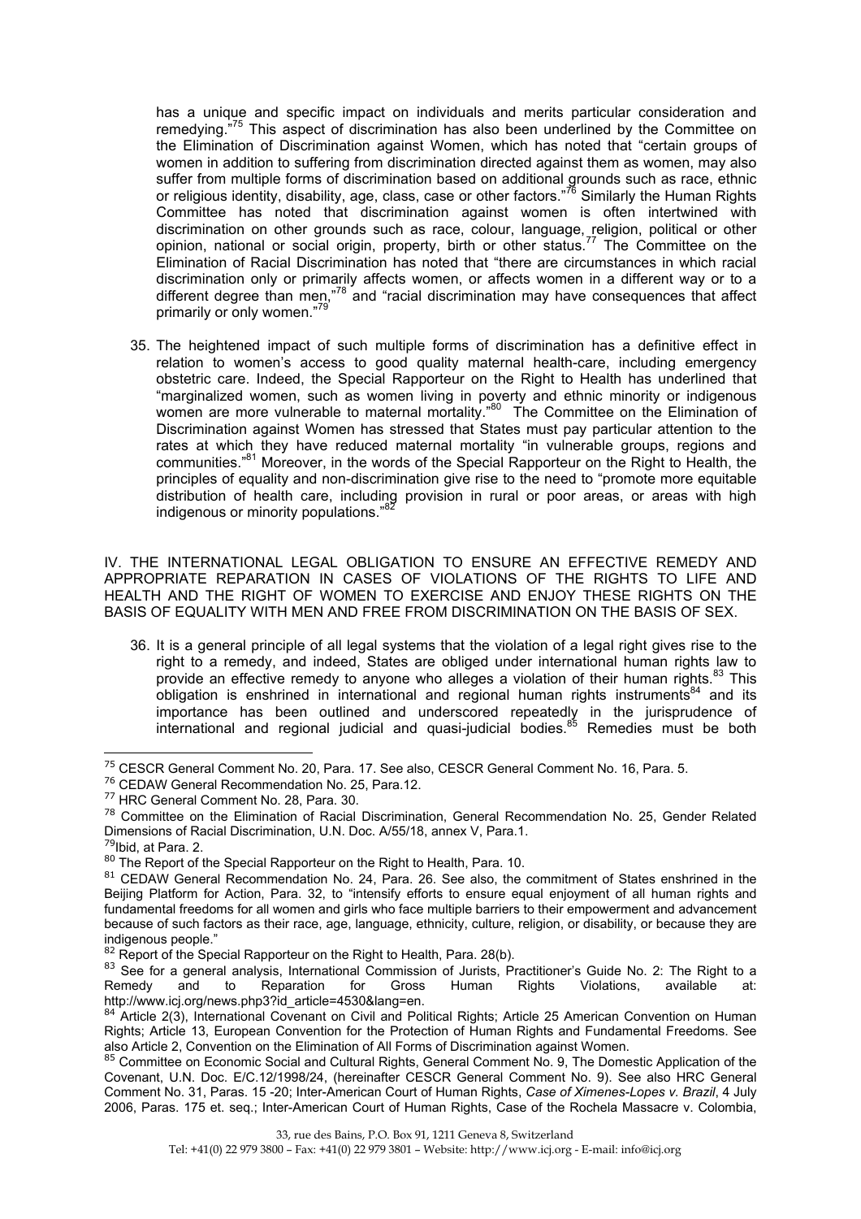has a unique and specific impact on individuals and merits particular consideration and remedying."[75] This aspect of discrimination has also been underlined by the Committee on the Elimination of Discrimination against Women, which has noted that "certain groups of women in addition to suffering from discrimination directed against them as women, may also suffer from multiple forms of discrimination based on additional grounds such as race, ethnic or religious identity, disability, age, class, case or other factors."[76] Similarly the Human Rights Committee has noted that discrimination against women is often intertwined with discrimination on other grounds such as race, colour, language, religion, political or other opinion, national or social origin, property, birth or other status.[77] The Committee on the Elimination of Racial Discrimination has noted that "there are circumstances in which racial discrimination only or primarily affects women, or affects women in a different way or to a different degree than men,"[78] and "racial discrimination may have consequences that affect primarily or only women."[79]

35. The heightened impact of such multiple forms of discrimination has a definitive effect in relation to women's access to good quality maternal health-care, including emergency obstetric care. Indeed, the Special Rapporteur on the Right to Health has underlined that "marginalized women, such as women living in poverty and ethnic minority or indigenous women are more vulnerable to maternal mortality."[80] The Committee on the Elimination of Discrimination against Women has stressed that States must pay particular attention to the rates at which they have reduced maternal mortality "in vulnerable groups, regions and communities."[81] Moreover, in the words of the Special Rapporteur on the Right to Health, the principles of equality and non-discrimination give rise to the need to "promote more equitable distribution of health care, including provision in rural or poor areas, or areas with high indigenous or minority populations."[82]

## IV. THE INTERNATIONAL LEGAL OBLIGATION TO ENSURE AN EFFECTIVE REMEDY AND APPROPRIATE REPARATION IN CASES OF VIOLATIONS OF THE RIGHTS TO LIFE AND HEALTH AND THE RIGHT OF WOMEN TO EXERCISE AND ENJOY THESE RIGHTS ON THE BASIS OF EQUALITY WITH MEN AND FREE FROM DISCRIMINATION ON THE BASIS OF SEX.

36. It is a general principle of all legal systems that the violation of a legal right gives rise to the right to a remedy, and indeed, States are obliged under international human rights law to provide an effective remedy to anyone who alleges a violation of their human rights.[83] This obligation is enshrined in international and regional human rights instruments[84] and its importance has been outlined and underscored repeatedly in the jurisprudence of international and regional judicial and quasi-judicial bodies.[85] Remedies must be both

---

[75] CESCR General Comment No. 20, Para. 17. See also, CESCR General Comment No. 16, Para. 5.

[76] CEDAW General Recommendation No. 25, Para.12.

[77] HRC General Comment No. 28, Para. 30.

[78] Committee on the Elimination of Racial Discrimination, General Recommendation No. 25, Gender Related Dimensions of Racial Discrimination, U.N. Doc. A/55/18, annex V, Para.1.

[79] Ibid, at Para. 2.

[80] The Report of the Special Rapporteur on the Right to Health, Para. 10.

[81] CEDAW General Recommendation No. 24, Para. 26. See also, the commitment of States enshrined in the Beijing Platform for Action, Para. 32, to "intensify efforts to ensure equal enjoyment of all human rights and fundamental freedoms for all women and girls who face multiple barriers to their empowerment and advancement because of such factors as their race, age, language, ethnicity, culture, religion, or disability, or because they are indigenous people."

[82] Report of the Special Rapporteur on the Right to Health, Para. 28(b).

[83] See for a general analysis, International Commission of Jurists, Practitioner's Guide No. 2: The Right to a Remedy and to Reparation for Gross Human Rights Violations, available at: http://www.icj.org/news.php3?id_article=4530&lang=en.

[84] Article 2(3), International Covenant on Civil and Political Rights; Article 25 American Convention on Human Rights; Article 13, European Convention for the Protection of Human Rights and Fundamental Freedoms. See also Article 2, Convention on the Elimination of All Forms of Discrimination against Women.

[85] Committee on Economic Social and Cultural Rights, General Comment No. 9, The Domestic Application of the Covenant, U.N. Doc. E/C.12/1998/24, (hereinafter CESCR General Comment No. 9). See also HRC General Comment No. 31, Paras. 15 -20; Inter-American Court of Human Rights, *Case of Ximenes-Lopes v. Brazil*, 4 July 2006, Paras. 175 et. seq.; Inter-American Court of Human Rights, Case of the Rochela Massacre v. Colombia,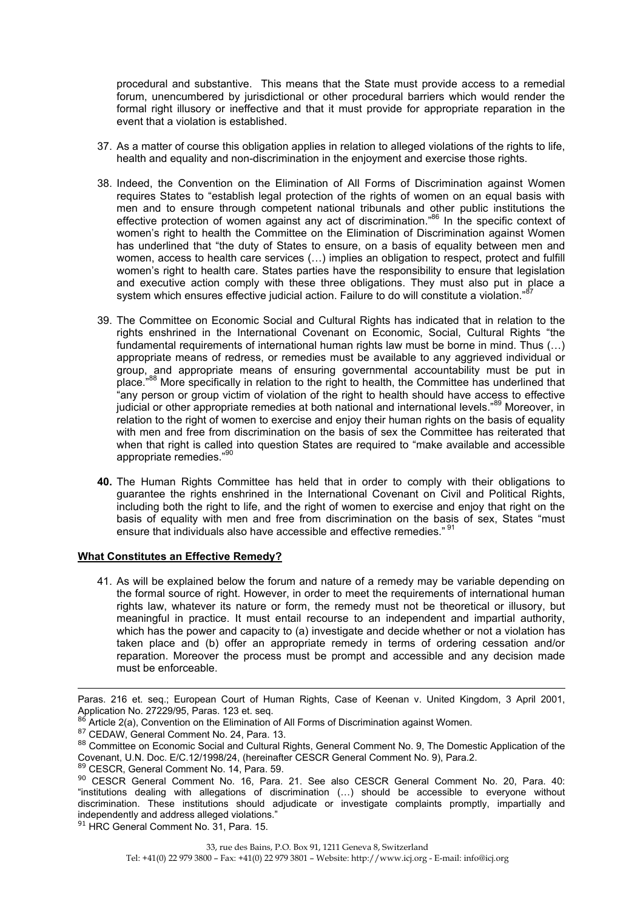procedural and substantive. This means that the State must provide access to a remedial forum, unencumbered by jurisdictional or other procedural barriers which would render the formal right illusory or ineffective and that it must provide for appropriate reparation in the event that a violation is established.

37. As a matter of course this obligation applies in relation to alleged violations of the rights to life, health and equality and non-discrimination in the enjoyment and exercise those rights.

38. Indeed, the Convention on the Elimination of All Forms of Discrimination against Women requires States to "establish legal protection of the rights of women on an equal basis with men and to ensure through competent national tribunals and other public institutions the effective protection of women against any act of discrimination."[86] In the specific context of women's right to health the Committee on the Elimination of Discrimination against Women has underlined that "the duty of States to ensure, on a basis of equality between men and women, access to health care services (…) implies an obligation to respect, protect and fulfill women's right to health care. States parties have the responsibility to ensure that legislation and executive action comply with these three obligations. They must also put in place a system which ensures effective judicial action. Failure to do will constitute a violation."[87]

39. The Committee on Economic Social and Cultural Rights has indicated that in relation to the rights enshrined in the International Covenant on Economic, Social, Cultural Rights "the fundamental requirements of international human rights law must be borne in mind. Thus (…) appropriate means of redress, or remedies must be available to any aggrieved individual or group, and appropriate means of ensuring governmental accountability must be put in place."[88] More specifically in relation to the right to health, the Committee has underlined that "any person or group victim of violation of the right to health should have access to effective judicial or other appropriate remedies at both national and international levels."[89] Moreover, in relation to the right of women to exercise and enjoy their human rights on the basis of equality with men and free from discrimination on the basis of sex the Committee has reiterated that when that right is called into question States are required to "make available and accessible appropriate remedies."[90]

**40.** The Human Rights Committee has held that in order to comply with their obligations to guarantee the rights enshrined in the International Covenant on Civil and Political Rights, including both the right to life, and the right of women to exercise and enjoy that right on the basis of equality with men and free from discrimination on the basis of sex, States "must ensure that individuals also have accessible and effective remedies." [91]

**<u>What Constitutes an Effective Remedy?</u>**

41. As will be explained below the forum and nature of a remedy may be variable depending on the formal source of right. However, in order to meet the requirements of international human rights law, whatever its nature or form, the remedy must not be theoretical or illusory, but meaningful in practice. It must entail recourse to an independent and impartial authority, which has the power and capacity to (a) investigate and decide whether or not a violation has taken place and (b) offer an appropriate remedy in terms of ordering cessation and/or reparation. Moreover the process must be prompt and accessible and any decision made must be enforceable.

---

Paras. 216 et. seq.; European Court of Human Rights, Case of Keenan v. United Kingdom, 3 April 2001, Application No. 27229/95, Paras. 123 et. seq.

[86] Article 2(a), Convention on the Elimination of All Forms of Discrimination against Women.

[87] CEDAW, General Comment No. 24, Para. 13.

[88] Committee on Economic Social and Cultural Rights, General Comment No. 9, The Domestic Application of the Covenant, U.N. Doc. E/C.12/1998/24, (hereinafter CESCR General Comment No. 9), Para.2.

[89] CESCR, General Comment No. 14, Para. 59.

[90] CESCR General Comment No. 16, Para. 21. See also CESCR General Comment No. 20, Para. 40: "institutions dealing with allegations of discrimination (…) should be accessible to everyone without discrimination. These institutions should adjudicate or investigate complaints promptly, impartially and independently and address alleged violations."

[91] HRC General Comment No. 31, Para. 15.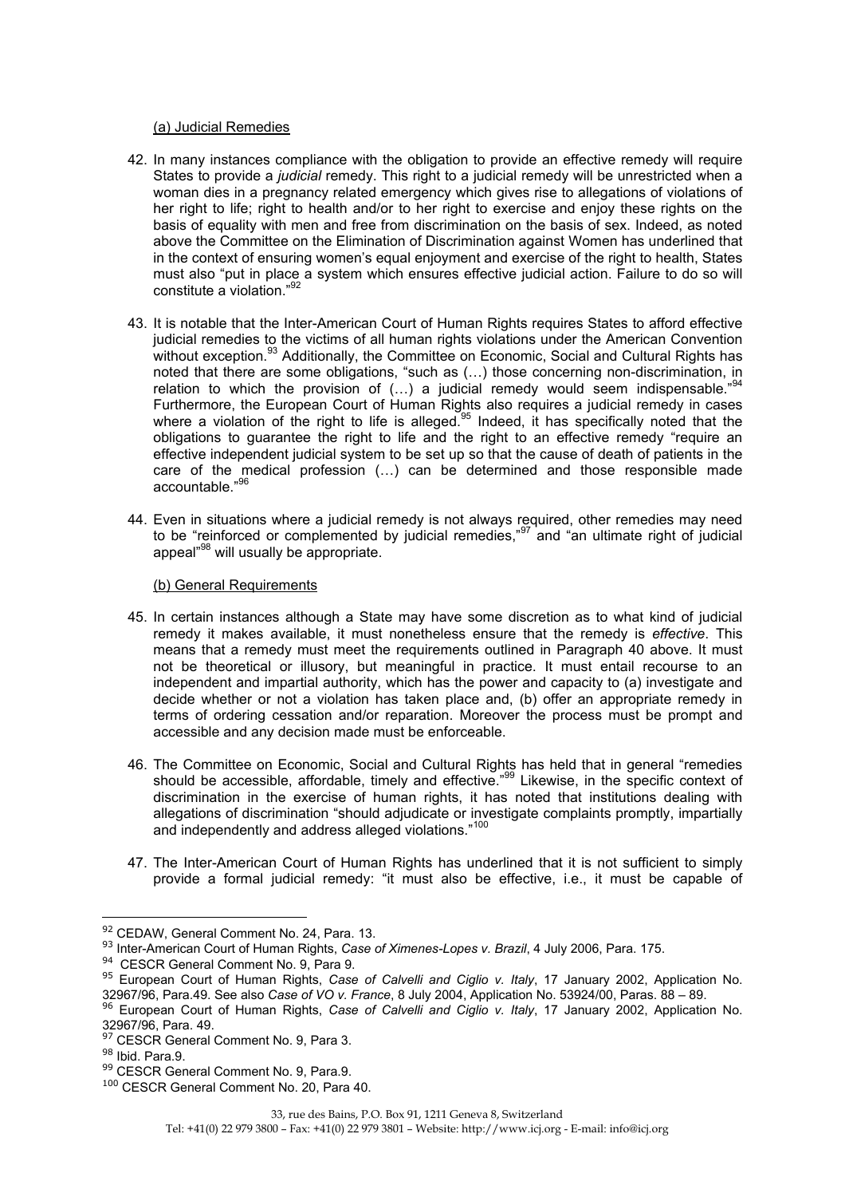(a) Judicial Remedies

42. In many instances compliance with the obligation to provide an effective remedy will require States to provide a *judicial* remedy. This right to a judicial remedy will be unrestricted when a woman dies in a pregnancy related emergency which gives rise to allegations of violations of her right to life; right to health and/or to her right to exercise and enjoy these rights on the basis of equality with men and free from discrimination on the basis of sex. Indeed, as noted above the Committee on the Elimination of Discrimination against Women has underlined that in the context of ensuring women's equal enjoyment and exercise of the right to health, States must also "put in place a system which ensures effective judicial action. Failure to do so will constitute a violation."[92]

43. It is notable that the Inter-American Court of Human Rights requires States to afford effective judicial remedies to the victims of all human rights violations under the American Convention without exception.[93] Additionally, the Committee on Economic, Social and Cultural Rights has noted that there are some obligations, "such as (…) those concerning non-discrimination, in relation to which the provision of (…) a judicial remedy would seem indispensable."[94] Furthermore, the European Court of Human Rights also requires a judicial remedy in cases where a violation of the right to life is alleged.[95] Indeed, it has specifically noted that the obligations to guarantee the right to life and the right to an effective remedy "require an effective independent judicial system to be set up so that the cause of death of patients in the care of the medical profession (…) can be determined and those responsible made accountable."[96]

44. Even in situations where a judicial remedy is not always required, other remedies may need to be "reinforced or complemented by judicial remedies,"[97] and "an ultimate right of judicial appeal"[98] will usually be appropriate.

(b) General Requirements

45. In certain instances although a State may have some discretion as to what kind of judicial remedy it makes available, it must nonetheless ensure that the remedy is *effective*. This means that a remedy must meet the requirements outlined in Paragraph 40 above. It must not be theoretical or illusory, but meaningful in practice. It must entail recourse to an independent and impartial authority, which has the power and capacity to (a) investigate and decide whether or not a violation has taken place and, (b) offer an appropriate remedy in terms of ordering cessation and/or reparation. Moreover the process must be prompt and accessible and any decision made must be enforceable.

46. The Committee on Economic, Social and Cultural Rights has held that in general "remedies should be accessible, affordable, timely and effective."[99] Likewise, in the specific context of discrimination in the exercise of human rights, it has noted that institutions dealing with allegations of discrimination "should adjudicate or investigate complaints promptly, impartially and independently and address alleged violations."[100]

47. The Inter-American Court of Human Rights has underlined that it is not sufficient to simply provide a formal judicial remedy: "it must also be effective, i.e., it must be capable of

---

[92] CEDAW, General Comment No. 24, Para. 13.

[93] Inter-American Court of Human Rights, *Case of Ximenes-Lopes v. Brazil*, 4 July 2006, Para. 175.

[94] CESCR General Comment No. 9, Para 9.

[95] European Court of Human Rights, *Case of Calvelli and Ciglio v. Italy*, 17 January 2002, Application No. 32967/96, Para.49. See also *Case of VO v. France*, 8 July 2004, Application No. 53924/00, Paras. 88 – 89.

[96] European Court of Human Rights, *Case of Calvelli and Ciglio v. Italy*, 17 January 2002, Application No. 32967/96, Para. 49.

[97] CESCR General Comment No. 9, Para 3.

[98] Ibid. Para.9.

[99] CESCR General Comment No. 9, Para.9.

[100] CESCR General Comment No. 20, Para 40.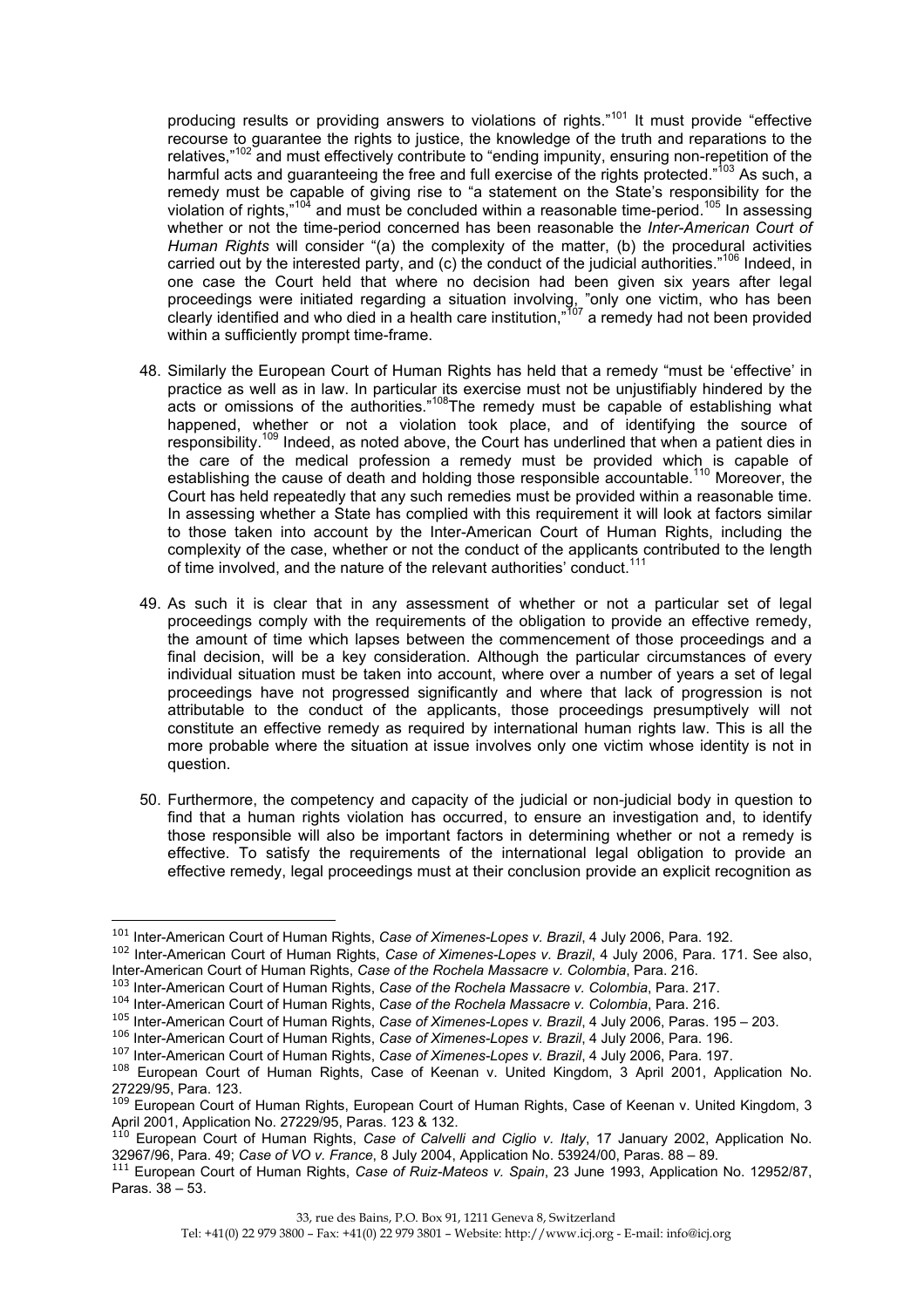producing results or providing answers to violations of rights."[101] It must provide "effective recourse to guarantee the rights to justice, the knowledge of the truth and reparations to the relatives,"[102] and must effectively contribute to "ending impunity, ensuring non-repetition of the harmful acts and guaranteeing the free and full exercise of the rights protected."[103] As such, a remedy must be capable of giving rise to "a statement on the State's responsibility for the violation of rights,"[104] and must be concluded within a reasonable time-period.[105] In assessing whether or not the time-period concerned has been reasonable the *Inter-American Court of Human Rights* will consider "(a) the complexity of the matter, (b) the procedural activities carried out by the interested party, and (c) the conduct of the judicial authorities."[106] Indeed, in one case the Court held that where no decision had been given six years after legal proceedings were initiated regarding a situation involving, "only one victim, who has been clearly identified and who died in a health care institution,"[107] a remedy had not been provided within a sufficiently prompt time-frame.

48. Similarly the European Court of Human Rights has held that a remedy "must be 'effective' in practice as well as in law. In particular its exercise must not be unjustifiably hindered by the acts or omissions of the authorities."[108]The remedy must be capable of establishing what happened, whether or not a violation took place, and of identifying the source of responsibility.[109] Indeed, as noted above, the Court has underlined that when a patient dies in the care of the medical profession a remedy must be provided which is capable of establishing the cause of death and holding those responsible accountable.[110] Moreover, the Court has held repeatedly that any such remedies must be provided within a reasonable time. In assessing whether a State has complied with this requirement it will look at factors similar to those taken into account by the Inter-American Court of Human Rights, including the complexity of the case, whether or not the conduct of the applicants contributed to the length of time involved, and the nature of the relevant authorities' conduct.[111]

49. As such it is clear that in any assessment of whether or not a particular set of legal proceedings comply with the requirements of the obligation to provide an effective remedy, the amount of time which lapses between the commencement of those proceedings and a final decision, will be a key consideration. Although the particular circumstances of every individual situation must be taken into account, where over a number of years a set of legal proceedings have not progressed significantly and where that lack of progression is not attributable to the conduct of the applicants, those proceedings presumptively will not constitute an effective remedy as required by international human rights law. This is all the more probable where the situation at issue involves only one victim whose identity is not in question.

50. Furthermore, the competency and capacity of the judicial or non-judicial body in question to find that a human rights violation has occurred, to ensure an investigation and, to identify those responsible will also be important factors in determining whether or not a remedy is effective. To satisfy the requirements of the international legal obligation to provide an effective remedy, legal proceedings must at their conclusion provide an explicit recognition as

---

[101] Inter-American Court of Human Rights, *Case of Ximenes-Lopes v. Brazil*, 4 July 2006, Para. 192.

[102] Inter-American Court of Human Rights, *Case of Ximenes-Lopes v. Brazil*, 4 July 2006, Para. 171. See also, Inter-American Court of Human Rights, *Case of the Rochela Massacre v. Colombia*, Para. 216.

[103] Inter-American Court of Human Rights, *Case of the Rochela Massacre v. Colombia*, Para. 217.

[104] Inter-American Court of Human Rights, *Case of the Rochela Massacre v. Colombia*, Para. 216.

[105] Inter-American Court of Human Rights, *Case of Ximenes-Lopes v. Brazil*, 4 July 2006, Paras. 195 – 203.

[106] Inter-American Court of Human Rights, *Case of Ximenes-Lopes v. Brazil*, 4 July 2006, Para. 196.

[107] Inter-American Court of Human Rights, *Case of Ximenes-Lopes v. Brazil*, 4 July 2006, Para. 197.

[108] European Court of Human Rights, Case of Keenan v. United Kingdom, 3 April 2001, Application No. 27229/95, Para. 123.

[109] European Court of Human Rights, European Court of Human Rights, Case of Keenan v. United Kingdom, 3 April 2001, Application No. 27229/95, Paras. 123 & 132.

[110] European Court of Human Rights, *Case of Calvelli and Ciglio v. Italy*, 17 January 2002, Application No. 32967/96, Para. 49; *Case of VO v. France*, 8 July 2004, Application No. 53924/00, Paras. 88 – 89.

[111] European Court of Human Rights, *Case of Ruiz-Mateos v. Spain*, 23 June 1993, Application No. 12952/87, Paras. 38 – 53.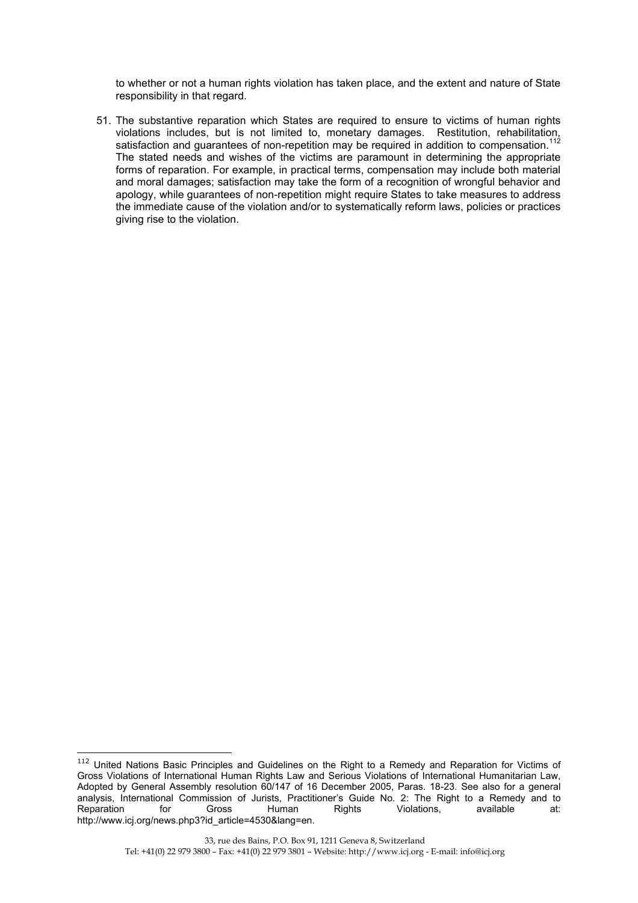to whether or not a human rights violation has taken place, and the extent and nature of State responsibility in that regard.

51. The substantive reparation which States are required to ensure to victims of human rights violations includes, but is not limited to, monetary damages. Restitution, rehabilitation, satisfaction and guarantees of non-repetition may be required in addition to compensation.[112] The stated needs and wishes of the victims are paramount in determining the appropriate forms of reparation. For example, in practical terms, compensation may include both material and moral damages; satisfaction may take the form of a recognition of wrongful behavior and apology, while guarantees of non-repetition might require States to take measures to address the immediate cause of the violation and/or to systematically reform laws, policies or practices giving rise to the violation.

---

[112] United Nations Basic Principles and Guidelines on the Right to a Remedy and Reparation for Victims of Gross Violations of International Human Rights Law and Serious Violations of International Humanitarian Law, Adopted by General Assembly resolution 60/147 of 16 December 2005, Paras. 18-23. See also for a general analysis, International Commission of Jurists, Practitioner's Guide No. 2: The Right to a Remedy and to Reparation for Gross Human Rights Violations, available at: http://www.icj.org/news.php3?id_article=4530&lang=en.